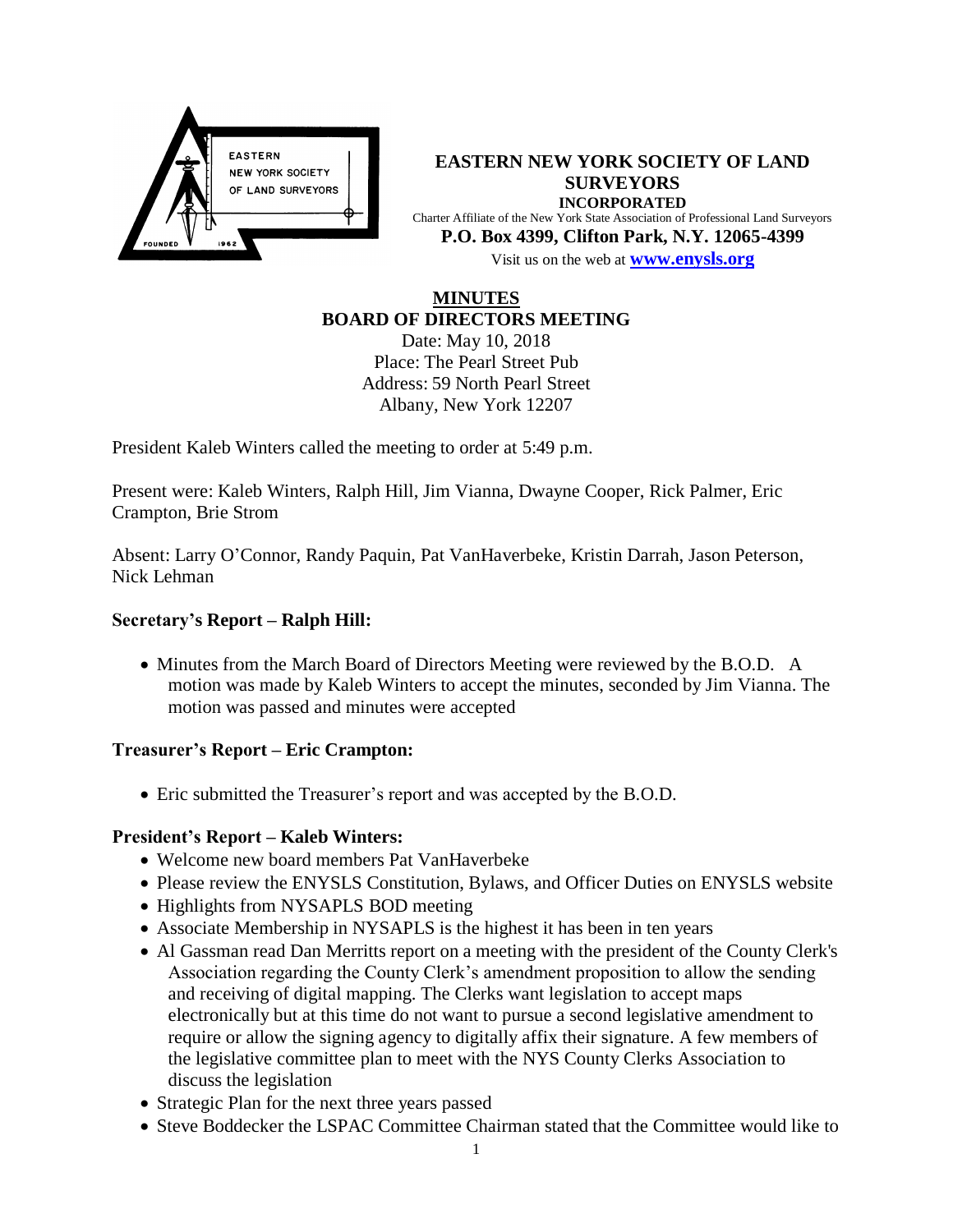# EASTERN NEW YORK SOCIETY OF LAND SURVEYORS

**INCORPORATED**

Charter Affiliate of the New York State Association of Professional Land Surveyors

**P.O. Box 4399, Clifton Park, N.Y. 12065-4399**

Visit us on the web at **www.enysls.org**

## MINUTES
## BOARD OF DIRECTORS MEETING

Date: May 10, 2018
Place: The Pearl Street Pub
Address: 59 North Pearl Street
Albany, New York 12207

President Kaleb Winters called the meeting to order at 5:49 p.m.

Present were: Kaleb Winters, Ralph Hill, Jim Vianna, Dwayne Cooper, Rick Palmer, Eric Crampton, Brie Strom

Absent: Larry O'Connor, Randy Paquin, Pat VanHaverbeke, Kristin Darrah, Jason Peterson, Nick Lehman

### Secretary's Report – Ralph Hill:

- Minutes from the March Board of Directors Meeting were reviewed by the B.O.D. A motion was made by Kaleb Winters to accept the minutes, seconded by Jim Vianna. The motion was passed and minutes were accepted

### Treasurer's Report – Eric Crampton:

- Eric submitted the Treasurer's report and was accepted by the B.O.D.

### President's Report – Kaleb Winters:

- Welcome new board members Pat VanHaverbeke
- Please review the ENYSLS Constitution, Bylaws, and Officer Duties on ENYSLS website
- Highlights from NYSAPLS BOD meeting
- Associate Membership in NYSAPLS is the highest it has been in ten years
- Al Gassman read Dan Merritts report on a meeting with the president of the County Clerk's Association regarding the County Clerk's amendment proposition to allow the sending and receiving of digital mapping. The Clerks want legislation to accept maps electronically but at this time do not want to pursue a second legislative amendment to require or allow the signing agency to digitally affix their signature. A few members of the legislative committee plan to meet with the NYS County Clerks Association to discuss the legislation
- Strategic Plan for the next three years passed
- Steve Boddecker the LSPAC Committee Chairman stated that the Committee would like to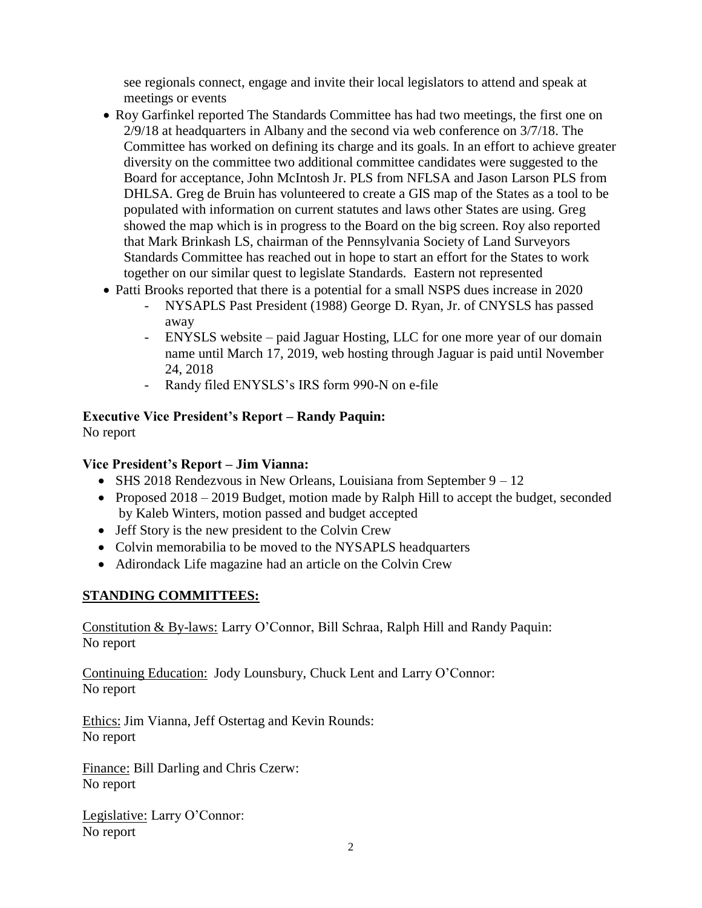see regionals connect, engage and invite their local legislators to attend and speak at meetings or events

- Roy Garfinkel reported The Standards Committee has had two meetings, the first one on 2/9/18 at headquarters in Albany and the second via web conference on 3/7/18. The Committee has worked on defining its charge and its goals. In an effort to achieve greater diversity on the committee two additional committee candidates were suggested to the Board for acceptance, John McIntosh Jr. PLS from NFLSA and Jason Larson PLS from DHLSA. Greg de Bruin has volunteered to create a GIS map of the States as a tool to be populated with information on current statutes and laws other States are using. Greg showed the map which is in progress to the Board on the big screen. Roy also reported that Mark Brinkash LS, chairman of the Pennsylvania Society of Land Surveyors Standards Committee has reached out in hope to start an effort for the States to work together on our similar quest to legislate Standards. Eastern not represented
- Patti Brooks reported that there is a potential for a small NSPS dues increase in 2020
    - NYSAPLS Past President (1988) George D. Ryan, Jr. of CNYSLS has passed away
    - ENYSLS website – paid Jaguar Hosting, LLC for one more year of our domain name until March 17, 2019, web hosting through Jaguar is paid until November 24, 2018
    - Randy filed ENYSLS's IRS form 990-N on e-file

**Executive Vice President's Report – Randy Paquin:**
No report

**Vice President's Report – Jim Vianna:**

- SHS 2018 Rendezvous in New Orleans, Louisiana from September 9 – 12
- Proposed 2018 – 2019 Budget, motion made by Ralph Hill to accept the budget, seconded by Kaleb Winters, motion passed and budget accepted
- Jeff Story is the new president to the Colvin Crew
- Colvin memorabilia to be moved to the NYSAPLS headquarters
- Adirondack Life magazine had an article on the Colvin Crew

## STANDING COMMITTEES:

Constitution & By-laws: Larry O'Connor, Bill Schraa, Ralph Hill and Randy Paquin:
No report

Continuing Education: Jody Lounsbury, Chuck Lent and Larry O'Connor:
No report

Ethics: Jim Vianna, Jeff Ostertag and Kevin Rounds:
No report

Finance: Bill Darling and Chris Czerw:
No report

Legislative: Larry O'Connor:
No report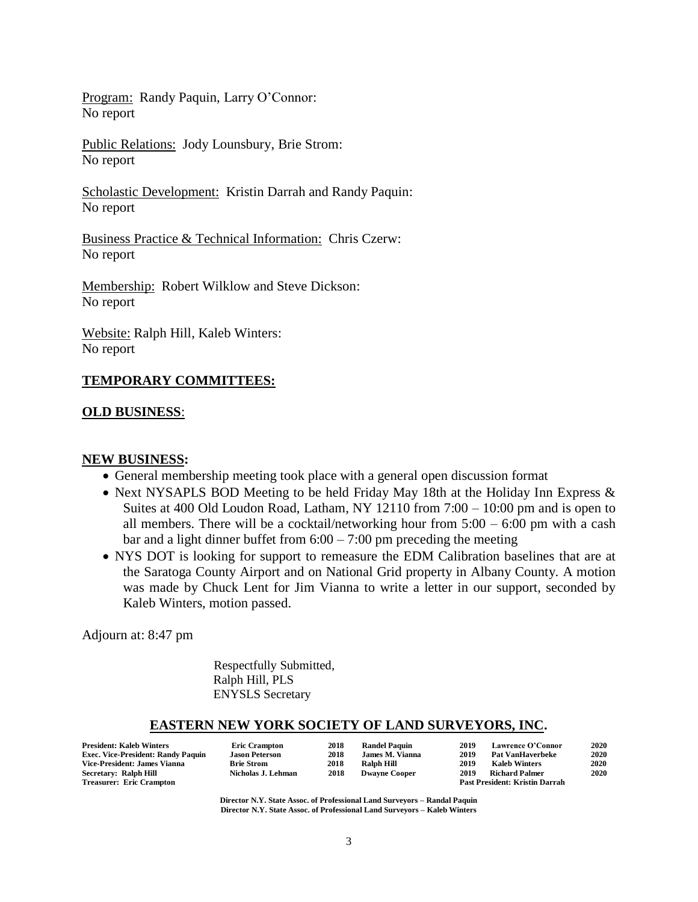Program: Randy Paquin, Larry O'Connor:
No report

Public Relations: Jody Lounsbury, Brie Strom:
No report

Scholastic Development: Kristin Darrah and Randy Paquin:
No report

Business Practice & Technical Information: Chris Czerw:
No report

Membership: Robert Wilklow and Steve Dickson:
No report

Website: Ralph Hill, Kaleb Winters:
No report

**TEMPORARY COMMITTEES:**

**OLD BUSINESS**:

**NEW BUSINESS:**

- General membership meeting took place with a general open discussion format
- Next NYSAPLS BOD Meeting to be held Friday May 18th at the Holiday Inn Express & Suites at 400 Old Loudon Road, Latham, NY 12110 from 7:00 – 10:00 pm and is open to all members. There will be a cocktail/networking hour from 5:00 – 6:00 pm with a cash bar and a light dinner buffet from 6:00 – 7:00 pm preceding the meeting
- NYS DOT is looking for support to remeasure the EDM Calibration baselines that are at the Saratoga County Airport and on National Grid property in Albany County. A motion was made by Chuck Lent for Jim Vianna to write a letter in our support, seconded by Kaleb Winters, motion passed.

Adjourn at: 8:47 pm

Respectfully Submitted,
Ralph Hill, PLS
ENYSLS Secretary

## EASTERN NEW YORK SOCIETY OF LAND SURVEYORS, INC.

| | | | | | | | |
|---|---|---|---|---|---|---|---|
| **President: Kaleb Winters** | **Eric Crampton** | **2018** | **Randel Paquin** | **2019** | **Lawrence O'Connor** | **2020** |
| **Exec. Vice-President: Randy Paquin** | **Jason Peterson** | **2018** | **James M. Vianna** | **2019** | **Pat VanHaverbeke** | **2020** |
| **Vice-President: James Vianna** | **Brie Strom** | **2018** | **Ralph Hill** | **2019** | **Kaleb Winters** | **2020** |
| **Secretary: Ralph Hill** | **Nicholas J. Lehman** | **2018** | **Dwayne Cooper** | **2019** | **Richard Palmer** | **2020** |
| **Treasurer: Eric Crampton** | | | | **Past President: Kristin Darrah** | | |

**Director N.Y. State Assoc. of Professional Land Surveyors – Randal Paquin**
**Director N.Y. State Assoc. of Professional Land Surveyors – Kaleb Winters**